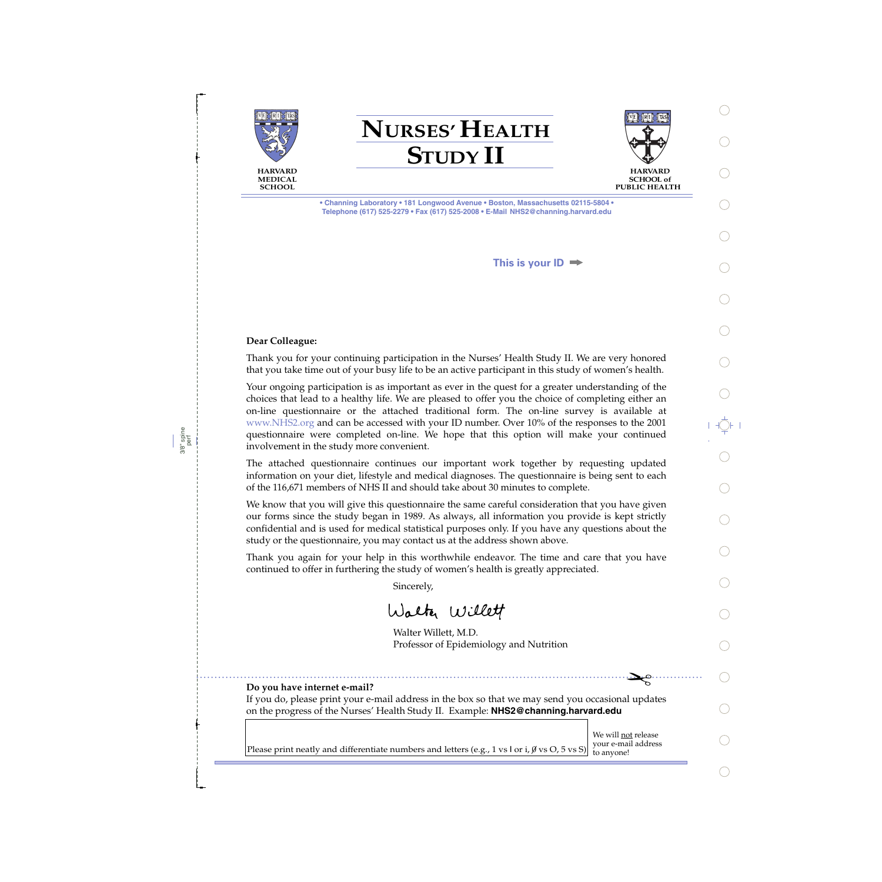HARVARD MEDICAL SCHOOL

# NURSES' HEALTH STUDY II

HARVARD SCHOOL of PUBLIC HEALTH

• Channing Laboratory • 181 Longwood Avenue • Boston, Massachusetts 02115-5804 •
Telephone (617) 525-2279 • Fax (617) 525-2008 • E-Mail NHS2@channing.harvard.edu

**This is your ID** ➡

**Dear Colleague:**

Thank you for your continuing participation in the Nurses' Health Study II. We are very honored that you take time out of your busy life to be an active participant in this study of women's health.

Your ongoing participation is as important as ever in the quest for a greater understanding of the choices that lead to a healthy life. We are pleased to offer you the choice of completing either an on-line questionnaire or the attached traditional form. The on-line survey is available at www.NHS2.org and can be accessed with your ID number. Over 10% of the responses to the 2001 questionnaire were completed on-line. We hope that this option will make your continued involvement in the study more convenient.

The attached questionnaire continues our important work together by requesting updated information on your diet, lifestyle and medical diagnoses. The questionnaire is being sent to each of the 116,671 members of NHS II and should take about 30 minutes to complete.

We know that you will give this questionnaire the same careful consideration that you have given our forms since the study began in 1989. As always, all information you provide is kept strictly confidential and is used for medical statistical purposes only. If you have any questions about the study or the questionnaire, you may contact us at the address shown above.

Thank you again for your help in this worthwhile endeavor. The time and care that you have continued to offer in furthering the study of women's health is greatly appreciated.

Sincerely,

Walter Willett

Walter Willett, M.D.
Professor of Epidemiology and Nutrition

**Do you have internet e-mail?**

If you do, please print your e-mail address in the box so that we may send you occasional updates on the progress of the Nurses' Health Study II. Example: **NHS2@channing.harvard.edu**

Please print neatly and differentiate numbers and letters (e.g., 1 vs I or i, Ø vs O, 5 vs S)

We will not release your e-mail address to anyone!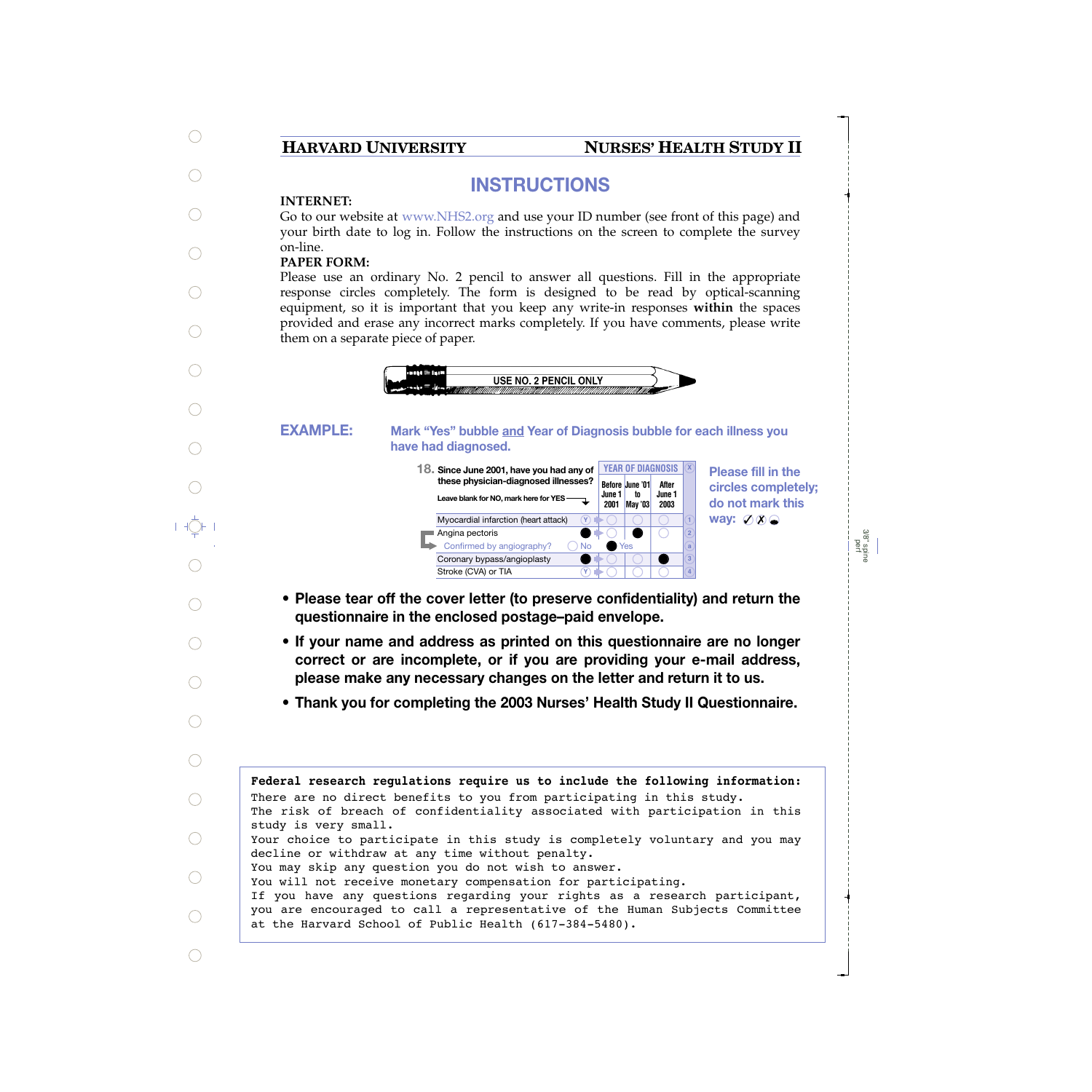**HARVARD UNIVERSITY** **NURSES' HEALTH STUDY II**

# INSTRUCTIONS

**INTERNET:**

Go to our website at www.NHS2.org and use your ID number (see front of this page) and your birth date to log in. Follow the instructions on the screen to complete the survey on-line.

**PAPER FORM:**

Please use an ordinary No. 2 pencil to answer all questions. Fill in the appropriate response circles completely. The form is designed to be read by optical-scanning equipment, so it is important that you keep any write-in responses **within** the spaces provided and erase any incorrect marks completely. If you have comments, please write them on a separate piece of paper.

USE NO. 2 PENCIL ONLY

**EXAMPLE:** **Mark "Yes" bubble and Year of Diagnosis bubble for each illness you have had diagnosed.**

| 18. Since June 2001, have you had any of these physician-diagnosed illnesses? Leave blank for NO, mark here for YES | | Before June 1 2001 | June '01 to May '03 | After June 1 2003 |
|---|---|---|---|---|
| Myocardial infarction (heart attack) | Y | ○ | ○ | ○ |
| Angina pectoris | ● | ○ | ● | ○ |
| Confirmed by angiography? | ○ No ● Yes | | | |
| Coronary bypass/angioplasty | ● | ○ | ○ | ● |
| Stroke (CVA) or TIA | Y | ○ | ○ | ○ |

**Please fill in the circles completely; do not mark this way: ✓ ✗ ◒**

- **Please tear off the cover letter (to preserve confidentiality) and return the questionnaire in the enclosed postage–paid envelope.**
- **If your name and address as printed on this questionnaire are no longer correct or are incomplete, or if you are providing your e-mail address, please make any necessary changes on the letter and return it to us.**
- **Thank you for completing the 2003 Nurses' Health Study II Questionnaire.**

**Federal research regulations require us to include the following information:**

There are no direct benefits to you from participating in this study.
The risk of breach of confidentiality associated with participation in this study is very small.
Your choice to participate in this study is completely voluntary and you may decline or withdraw at any time without penalty.
You may skip any question you do not wish to answer.
You will not receive monetary compensation for participating.
If you have any questions regarding your rights as a research participant, you are encouraged to call a representative of the Human Subjects Committee at the Harvard School of Public Health (617-384-5480).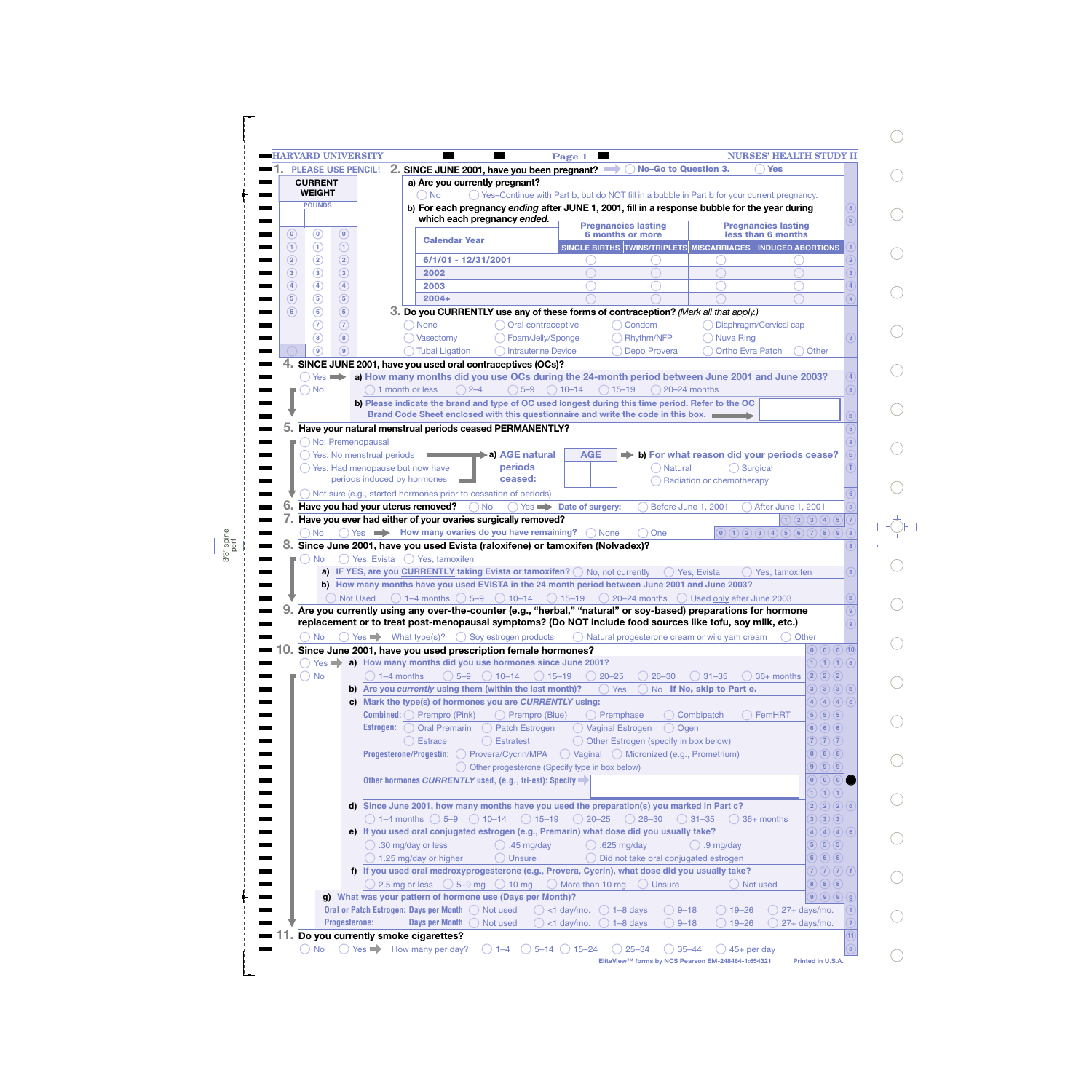HARVARD UNIVERSITY — Page 1 — NURSES' HEALTH STUDY II

**1.** PLEASE USE PENCIL!

**CURRENT WEIGHT**

POUNDS

| | | |
|---|---|---|
| 0 | 0 | 0 |
| 1 | 1 | 1 |
| 2 | 2 | 2 |
| 3 | 3 | 3 |
| 4 | 4 | 4 |
| 5 | 5 | 5 |
| 6 | 6 | 6 |
| | 7 | 7 |
| | 8 | 8 |
| | 9 | 9 |

**2. SINCE JUNE 2001, have you been pregnant?** ◯ No–Go to Question 3. ◯ Yes

a) Are you currently pregnant?

◯ No ◯ Yes–Continue with Part b, but do NOT fill in a bubble in Part b for your current pregnancy.

b) For each pregnancy *ending* after JUNE 1, 2001, fill in a response bubble for the year during which each pregnancy *ended.*

| Calendar Year | Pregnancies lasting 6 months or more | | Pregnancies lasting less than 6 months | |
|---|---|---|---|---|
| | SINGLE BIRTHS | TWINS/TRIPLETS | MISCARRIAGES | INDUCED ABORTIONS |
| 6/1/01 - 12/31/2001 | ◯ | ◯ | ◯ | ◯ |
| 2002 | ◯ | ◯ | ◯ | ◯ |
| 2003 | ◯ | ◯ | ◯ | ◯ |
| 2004+ | ◯ | ◯ | ◯ | ◯ |

**3. Do you CURRENTLY use any of these forms of contraception?** *(Mark all that apply.)*

◯ None ◯ Oral contraceptive ◯ Condom ◯ Diaphragm/Cervical cap
◯ Vasectomy ◯ Foam/Jelly/Sponge ◯ Rhythm/NFP ◯ Nuva Ring
◯ Tubal Ligation ◯ Intrauterine Device ◯ Depo Provera ◯ Ortho Evra Patch ◯ Other

**4. SINCE JUNE 2001, have you used oral contraceptives (OCs)?**

◯ Yes ➡ **a) How many months did you use OCs during the 24-month period between June 2001 and June 2003?**
◯ No

◯ 1 month or less ◯ 2–4 ◯ 5–9 ◯ 10–14 ◯ 15–19 ◯ 20–24 months

**b) Please indicate the brand and type of OC used longest during this time period. Refer to the OC Brand Code Sheet enclosed with this questionnaire and write the code in this box.** ➡ [ ]

**5. Have your natural menstrual periods ceased PERMANENTLY?**

◯ No: Premenopausal
◯ Yes: No menstrual periods
◯ Yes: Had menopause but now have periods induced by hormones
◯ Not sure (e.g., started hormones prior to cessation of periods)

**a) AGE natural periods ceased:** AGE [ ][ ]

**b) For what reason did your periods cease?** ◯ Natural ◯ Surgical ◯ Radiation or chemotherapy

**6. Have you had your uterus removed?** ◯ No ◯ Yes ➡ **Date of surgery:** ◯ Before June 1, 2001 ◯ After June 1, 2001

**7. Have you ever had either of your ovaries surgically removed?**

◯ No ◯ Yes ➡ **How many ovaries do you have remaining?** ◯ None ◯ One

**8. Since June 2001, have you used Evista (raloxifene) or tamoxifen (Nolvadex)?**

◯ No ◯ Yes, Evista ◯ Yes, tamoxifen

**a) IF YES, are you CURRENTLY taking Evista or tamoxifen?** ◯ No, not currently ◯ Yes, Evista ◯ Yes, tamoxifen

**b) How many months have you used EVISTA in the 24 month period between June 2001 and June 2003?**

◯ Not Used ◯ 1–4 months ◯ 5–9 ◯ 10–14 ◯ 15–19 ◯ 20–24 months ◯ Used only after June 2003

**9. Are you currently using any over-the-counter (e.g., "herbal," "natural" or soy-based) preparations for hormone replacement or to treat post-menopausal symptoms? (Do NOT include food sources like tofu, soy milk, etc.)**

◯ No ◯ Yes ➡ What type(s)? ◯ Soy estrogen products ◯ Natural progesterone cream or wild yam cream ◯ Other

**10. Since June 2001, have you used prescription female hormones?**

◯ Yes ➡ **a) How many months did you use hormones since June 2001?**
◯ No

◯ 1–4 months ◯ 5–9 ◯ 10–14 ◯ 15–19 ◯ 20–25 ◯ 26–30 ◯ 31–35 ◯ 36+ months

**b) Are you *currently* using them (within the last month)?** ◯ Yes ◯ No **If No, skip to Part e.**

**c) Mark the type(s) of hormones you are *CURRENTLY* using:**

**Combined:** ◯ Prempro (Pink) ◯ Prempro (Blue) ◯ Premphase ◯ Combipatch ◯ FemHRT

**Estrogen:** ◯ Oral Premarin ◯ Patch Estrogen ◯ Vaginal Estrogen ◯ Ogen ◯ Estrace ◯ Estratest ◯ Other Estrogen (specify in box below)

**Progesterone/Progestin:** ◯ Provera/Cycrin/MPA ◯ Vaginal ◯ Micronized (e.g., Prometrium) ◯ Other progesterone (Specify type in box below)

**Other hormones *CURRENTLY* used, (e.g., tri-est): Specify** ➡ [ ]

**d) Since June 2001, how many months have you used the preparation(s) you marked in Part c?**

◯ 1–4 months ◯ 5–9 ◯ 10–14 ◯ 15–19 ◯ 20–25 ◯ 26–30 ◯ 31–35 ◯ 36+ months

**e) If you used oral conjugated estrogen (e.g., Premarin) what dose did you usually take?**

◯ .30 mg/day or less ◯ .45 mg/day ◯ .625 mg/day ◯ .9 mg/day ◯ 1.25 mg/day or higher ◯ Unsure ◯ Did not take oral conjugated estrogen

**f) If you used oral medroxyprogesterone (e.g., Provera, Cycrin), what dose did you usually take?**

◯ 2.5 mg or less ◯ 5–9 mg ◯ 10 mg ◯ More than 10 mg ◯ Unsure ◯ Not used

**g) What was your pattern of hormone use (Days per Month)?**

| | | | | | | | |
|---|---|---|---|---|---|---|---|
| Oral or Patch Estrogen: Days per Month | ◯ Not used | ◯ <1 day/mo. | ◯ 1–8 days | ◯ 9–18 | ◯ 19–26 | ◯ 27+ days/mo. |
| Progesterone: Days per Month | ◯ Not used | ◯ <1 day/mo. | ◯ 1–8 days | ◯ 9–18 | ◯ 19–26 | ◯ 27+ days/mo. |

**11. Do you currently smoke cigarettes?**

◯ No ◯ Yes ➡ How many per day? ◯ 1–4 ◯ 5–14 ◯ 15–24 ◯ 25–34 ◯ 35–44 ◯ 45+ per day

EliteView™ forms by NCS Pearson EM-248484-1:654321 Printed in U.S.A.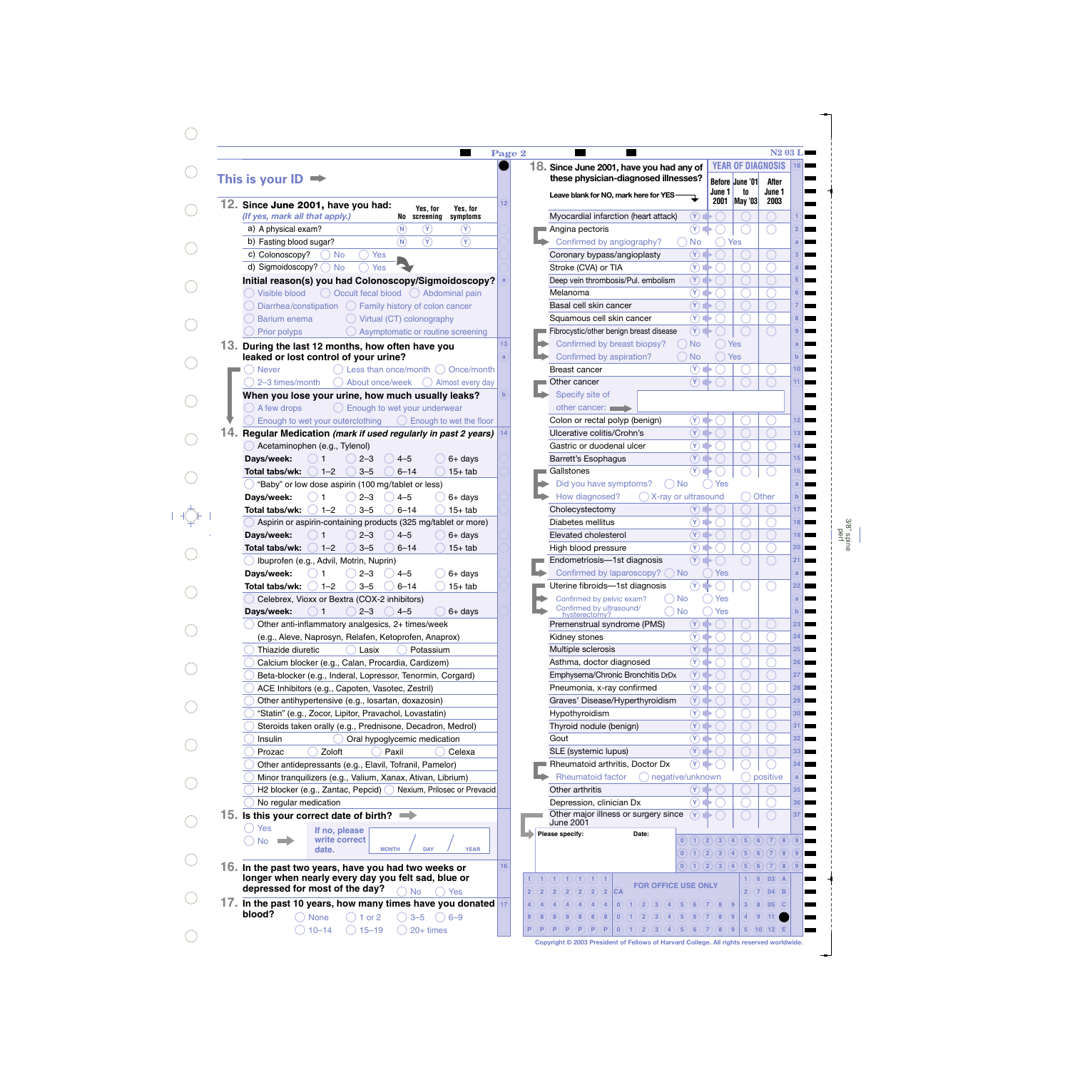Page 2

N2 03 L

## This is your ID ➡

**12. Since June 2001, have you had:**
*(If yes, mark all that apply.)*

| | No | Yes, for screening | Yes, for symptoms |
|---|---|---|---|
| a) A physical exam? | N | Y | Y |
| b) Fasting blood sugar? | N | Y | Y |

c) Colonoscopy? ○ No ○ Yes

d) Sigmoidoscopy? ○ No ○ Yes

**Initial reason(s) you had Colonoscopy/Sigmoidoscopy?**

○ Visible blood ○ Occult fecal blood ○ Abdominal pain
○ Diarrhea/constipation ○ Family history of colon cancer
○ Barium enema ○ Virtual (CT) colonography
○ Prior polyps ○ Asymptomatic or routine screening

**13. During the last 12 months, how often have you leaked or lost control of your urine?**

○ Never ○ Less than once/month ○ Once/month
○ 2–3 times/month ○ About once/week ○ Almost every day

**When you lose your urine, how much usually leaks?**

○ A few drops ○ Enough to wet your underwear
○ Enough to wet your outerclothing ○ Enough to wet the floor

**14. Regular Medication** *(mark if used regularly in past 2 years)*

○ Acetaminophen (e.g., Tylenol)
**Days/week:** ○ 1 ○ 2–3 ○ 4–5 ○ 6+ days
**Total tabs/wk:** ○ 1–2 ○ 3–5 ○ 6–14 ○ 15+ tab

○ "Baby" or low dose aspirin (100 mg/tablet or less)
**Days/week:** ○ 1 ○ 2–3 ○ 4–5 ○ 6+ days
**Total tabs/wk:** ○ 1–2 ○ 3–5 ○ 6–14 ○ 15+ tab

○ Aspirin or aspirin-containing products (325 mg/tablet or more)
**Days/week:** ○ 1 ○ 2–3 ○ 4–5 ○ 6+ days
**Total tabs/wk:** ○ 1–2 ○ 3–5 ○ 6–14 ○ 15+ tab

○ Ibuprofen (e.g., Advil, Motrin, Nuprin)
**Days/week:** ○ 1 ○ 2–3 ○ 4–5 ○ 6+ days
**Total tabs/wk:** ○ 1–2 ○ 3–5 ○ 6–14 ○ 15+ tab

○ Celebrex, Vioxx or Bextra (COX-2 inhibitors)
**Days/week:** ○ 1 ○ 2–3 ○ 4–5 ○ 6+ days

○ Other anti-inflammatory analgesics, 2+ times/week (e.g., Aleve, Naprosyn, Relafen, Ketoprofen, Anaprox)
○ Thiazide diuretic ○ Lasix ○ Potassium
○ Calcium blocker (e.g., Calan, Procardia, Cardizem)
○ Beta-blocker (e.g., Inderal, Lopressor, Tenormin, Corgard)
○ ACE Inhibitors (e.g., Capoten, Vasotec, Zestril)
○ Other antihypertensive (e.g., losartan, doxazosin)
○ "Statin" (e.g., Zocor, Lipitor, Pravachol, Lovastatin)
○ Steroids taken orally (e.g., Prednisone, Decadron, Medrol)
○ Insulin ○ Oral hypoglycemic medication
○ Prozac ○ Zoloft ○ Paxil ○ Celexa
○ Other antidepressants (e.g., Elavil, Tofranil, Pamelor)
○ Minor tranquilizers (e.g., Valium, Xanax, Ativan, Librium)
○ H2 blocker (e.g., Zantac, Pepcid) ○ Nexium, Prilosec or Prevacid
○ No regular medication

**15. Is this your correct date of birth?** ➡

○ Yes
○ No ➡ If no, please write correct date. MONTH / DAY / YEAR

**16. In the past two years, have you had two weeks or longer when nearly every day you felt sad, blue or depressed for most of the day?** ○ No ○ Yes

**17. In the past 10 years, how many times have you donated blood?**

○ None ○ 1 or 2 ○ 3–5 ○ 6–9
○ 10–14 ○ 15–19 ○ 20+ times

**18. Since June 2001, have you had any of these physician-diagnosed illnesses?**

Leave blank for NO, mark here for YES

| Illness | YES | YEAR OF DIAGNOSIS: Before June 1 2001 | June '01 to May '03 | After June 1 2003 |
|---|---|---|---|---|
| Myocardial infarction (heart attack) | Y | ○ | ○ | ○ |
| Angina pectoris | Y | ○ | ○ | ○ |
| Confirmed by angiography? ○ No ○ Yes | | | | |
| Coronary bypass/angioplasty | Y | ○ | ○ | ○ |
| Stroke (CVA) or TIA | Y | ○ | ○ | ○ |
| Deep vein thrombosis/Pul. embolism | Y | ○ | ○ | ○ |
| Melanoma | Y | ○ | ○ | ○ |
| Basal cell skin cancer | Y | ○ | ○ | ○ |
| Squamous cell skin cancer | Y | ○ | ○ | ○ |
| Fibrocystic/other benign breast disease | Y | ○ | ○ | ○ |
| Confirmed by breast biopsy? ○ No ○ Yes | | | | |
| Confirmed by aspiration? ○ No ○ Yes | | | | |
| Breast cancer | Y | ○ | ○ | ○ |
| Other cancer | Y | ○ | ○ | ○ |
| Specify site of other cancer: ➡ | | | | |
| Colon or rectal polyp (benign) | Y | ○ | ○ | ○ |
| Ulcerative colitis/Crohn's | Y | ○ | ○ | ○ |
| Gastric or duodenal ulcer | Y | ○ | ○ | ○ |
| Barrett's Esophagus | Y | ○ | ○ | ○ |
| Gallstones | Y | ○ | ○ | ○ |
| Did you have symptoms? ○ No ○ Yes | | | | |
| How diagnosed? ○ X-ray or ultrasound ○ Other | | | | |
| Cholecystectomy | Y | ○ | ○ | ○ |
| Diabetes mellitus | Y | ○ | ○ | ○ |
| Elevated cholesterol | Y | ○ | ○ | ○ |
| High blood pressure | Y | ○ | ○ | ○ |
| Endometriosis—1st diagnosis | Y | ○ | ○ | ○ |
| Confirmed by laparoscopy? ○ No ○ Yes | | | | |
| Uterine fibroids—1st diagnosis | Y | ○ | ○ | ○ |
| Confirmed by pelvic exam? ○ No ○ Yes | | | | |
| Confirmed by ultrasound/hysterectomy? ○ No ○ Yes | | | | |
| Premenstrual syndrome (PMS) | Y | ○ | ○ | ○ |
| Kidney stones | Y | ○ | ○ | ○ |
| Multiple sclerosis | Y | ○ | ○ | ○ |
| Asthma, doctor diagnosed | Y | ○ | ○ | ○ |
| Emphysema/Chronic Bronchitis DrDx | Y | ○ | ○ | ○ |
| Pneumonia, x-ray confirmed | Y | ○ | ○ | ○ |
| Graves' Disease/Hyperthyroidism | Y | ○ | ○ | ○ |
| Hypothyroidism | Y | ○ | ○ | ○ |
| Thyroid nodule (benign) | Y | ○ | ○ | ○ |
| Gout | Y | ○ | ○ | ○ |
| SLE (systemic lupus) | Y | ○ | ○ | ○ |
| Rheumatoid arthritis, Doctor Dx | Y | ○ | ○ | ○ |
| Rheumatoid factor ○ negative/unknown ○ positive | | | | |
| Other arthritis | Y | ○ | ○ | ○ |
| Depression, clinician Dx | Y | ○ | ○ | ○ |
| Other major illness or surgery since June 2001 | Y | ○ | ○ | ○ |

Please specify: Date:

FOR OFFICE USE ONLY

Copyright © 2003 President of Fellows of Harvard College. All rights reserved worldwide.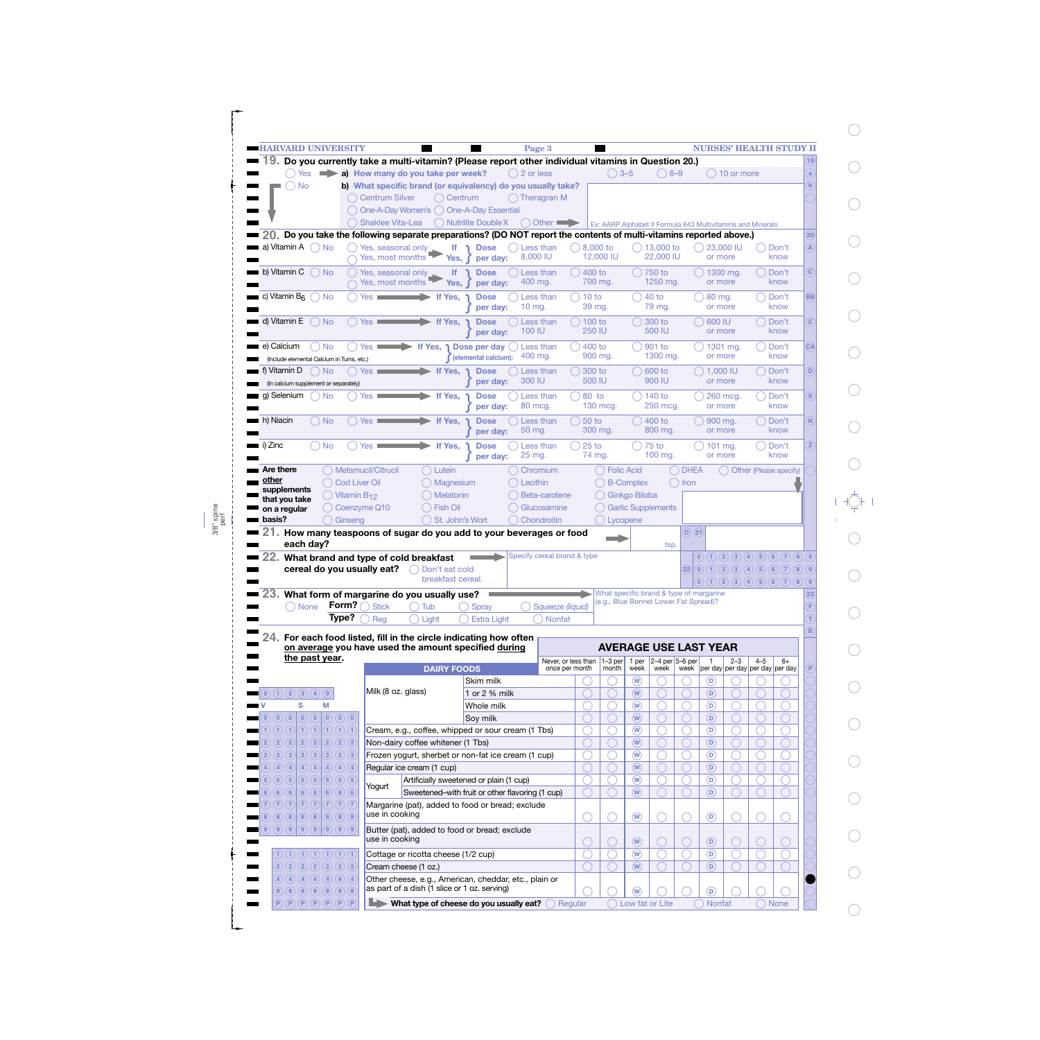## 19. Do you currently take a multi-vitamin? (Please report other individual vitamins in Question 20.)

◯ Yes → **a) How many do you take per week?** ◯ 2 or less ◯ 3–5 ◯ 6–9 ◯ 10 or more

◯ No

**b) What specific brand (or equivalency) do you usually take?**

◯ Centrum Silver ◯ Centrum ◯ Theragran M
◯ One-A-Day Women's ◯ One-A-Day Essential
◯ Shaklee Vita-Lea ◯ Nutrilite Double X ◯ Other →

Ex: AARP Alphabet II Formula 643 Multivitamins and Minerals

## 20. Do you take the following separate preparations? (DO NOT report the contents of multi-vitamins reported above.)

| Preparation | No | Yes | If Yes, Dose per day: | | | | |
|---|---|---|---|---|---|---|---|
| a) Vitamin A | ◯ No | ◯ Yes, seasonal only ◯ Yes, most months | ◯ Less than 8,000 IU | ◯ 8,000 to 12,000 IU | ◯ 13,000 to 22,000 IU | ◯ 23,000 IU or more | ◯ Don't know |
| b) Vitamin C | ◯ No | ◯ Yes, seasonal only ◯ Yes, most months | ◯ Less than 400 mg. | ◯ 400 to 700 mg. | ◯ 750 to 1250 mg. | ◯ 1300 mg. or more | ◯ Don't know |
| c) Vitamin $B_6$ | ◯ No | ◯ Yes | ◯ Less than 10 mg. | ◯ 10 to 39 mg. | ◯ 40 to 79 mg. | ◯ 80 mg. or more | ◯ Don't know |
| d) Vitamin E | ◯ No | ◯ Yes | ◯ Less than 100 IU | ◯ 100 to 250 IU | ◯ 300 to 500 IU | ◯ 600 IU or more | ◯ Don't know |
| e) Calcium (include elemental Calcium in Tums, etc.) | ◯ No | ◯ Yes | (elemental calcium): ◯ Less than 400 mg. | ◯ 400 to 900 mg. | ◯ 901 to 1300 mg. | ◯ 1301 mg. or more | ◯ Don't know |
| f) Vitamin D (In calcium supplement or separately) | ◯ No | ◯ Yes | ◯ Less than 300 IU | ◯ 300 to 500 IU | ◯ 600 to 900 IU | ◯ 1,000 IU or more | ◯ Don't know |
| g) Selenium | ◯ No | ◯ Yes | ◯ Less than 80 mcg. | ◯ 80 to 130 mcg. | ◯ 140 to 250 mcg. | ◯ 260 mcg. or more | ◯ Don't know |
| h) Niacin | ◯ No | ◯ Yes | ◯ Less than 50 mg. | ◯ 50 to 300 mg. | ◯ 400 to 800 mg. | ◯ 900 mg. or more | ◯ Don't know |
| i) Zinc | ◯ No | ◯ Yes | ◯ Less than 25 mg. | ◯ 25 to 74 mg. | ◯ 75 to 100 mg. | ◯ 101 mg. or more | ◯ Don't know |

**Are there other supplements that you take on a regular basis?**

◯ Metamucil/Citrucil ◯ Lutein ◯ Chromium ◯ Folic Acid ◯ DHEA ◯ Other (Please specify)
◯ Cod Liver Oil ◯ Magnesium ◯ Lecithin ◯ B-Complex ◯ Iron
◯ Vitamin $B_{12}$ ◯ Melatonin ◯ Beta-carotene ◯ Ginkgo Biloba
◯ Coenzyme Q10 ◯ Fish Oil ◯ Glucosamine ◯ Garlic Supplements
◯ Ginseng ◯ St. John's Wort ◯ Chondroitin ◯ Lycopene

## 21. How many teaspoons of sugar do you add to your beverages or food each day?

_____ tsp.

## 22. What brand and type of cold breakfast cereal do you usually eat?

Specify cereal brand & type

◯ Don't eat cold breakfast cereal.

## 23. What form of margarine do you usually use?

What specific brand & type of margarine (e.g., Blue Bonnet Lower Fat Spread)?

◯ None

**Form?** ◯ Stick ◯ Tub ◯ Spray ◯ Squeeze *(liquid)*

**Type?** ◯ Reg ◯ Light ◯ Extra Light ◯ Nonfat

## 24. For each food listed, fill in the circle indicating how often on average you have used the amount specified during the past year.

**AVERAGE USE LAST YEAR**

| DAIRY FOODS | Never, or less than once per month | 1–3 per month | 1 per week | 2–4 per week | 5–6 per week | 1 per day | 2–3 per day | 4–5 per day | 6+ per day |
|---|---|---|---|---|---|---|---|---|---|
| Milk (8 oz. glass) — Skim milk | ◯ | ◯ | Ⓦ | ◯ | ◯ | Ⓓ | ◯ | ◯ | ◯ |
| Milk (8 oz. glass) — 1 or 2 % milk | ◯ | ◯ | Ⓦ | ◯ | ◯ | Ⓓ | ◯ | ◯ | ◯ |
| Milk (8 oz. glass) — Whole milk | ◯ | ◯ | Ⓦ | ◯ | ◯ | Ⓓ | ◯ | ◯ | ◯ |
| Milk (8 oz. glass) — Soy milk | ◯ | ◯ | Ⓦ | ◯ | ◯ | Ⓓ | ◯ | ◯ | ◯ |
| Cream, e.g., coffee, whipped or sour cream (1 Tbs) | ◯ | ◯ | Ⓦ | ◯ | ◯ | Ⓓ | ◯ | ◯ | ◯ |
| Non-dairy coffee whitener (1 Tbs) | ◯ | ◯ | Ⓦ | ◯ | ◯ | Ⓓ | ◯ | ◯ | ◯ |
| Frozen yogurt, sherbet or non-fat ice cream (1 cup) | ◯ | ◯ | Ⓦ | ◯ | ◯ | Ⓓ | ◯ | ◯ | ◯ |
| Regular ice cream (1 cup) | ◯ | ◯ | Ⓦ | ◯ | ◯ | Ⓓ | ◯ | ◯ | ◯ |
| Yogurt — Artificially sweetened or plain (1 cup) | ◯ | ◯ | Ⓦ | ◯ | ◯ | Ⓓ | ◯ | ◯ | ◯ |
| Yogurt — Sweetened–with fruit or other flavoring (1 cup) | ◯ | ◯ | Ⓦ | ◯ | ◯ | Ⓓ | ◯ | ◯ | ◯ |
| Margarine (pat), added to food or bread; exclude use in cooking | ◯ | ◯ | Ⓦ | ◯ | ◯ | Ⓓ | ◯ | ◯ | ◯ |
| Butter (pat), added to food or bread; exclude use in cooking | ◯ | ◯ | Ⓦ | ◯ | ◯ | Ⓓ | ◯ | ◯ | ◯ |
| Cottage or ricotta cheese (1/2 cup) | ◯ | ◯ | Ⓦ | ◯ | ◯ | Ⓓ | ◯ | ◯ | ◯ |
| Cream cheese (1 oz.) | ◯ | ◯ | Ⓦ | ◯ | ◯ | Ⓓ | ◯ | ◯ | ◯ |
| Other cheese, e.g., American, cheddar, etc., plain or as part of a dish (1 slice or 1 oz. serving) | ◯ | ◯ | Ⓦ | ◯ | ◯ | Ⓓ | ◯ | ◯ | ◯ |

**What type of cheese do you usually eat?** ◯ Regular ◯ Low fat or Lite ◯ Nonfat ◯ None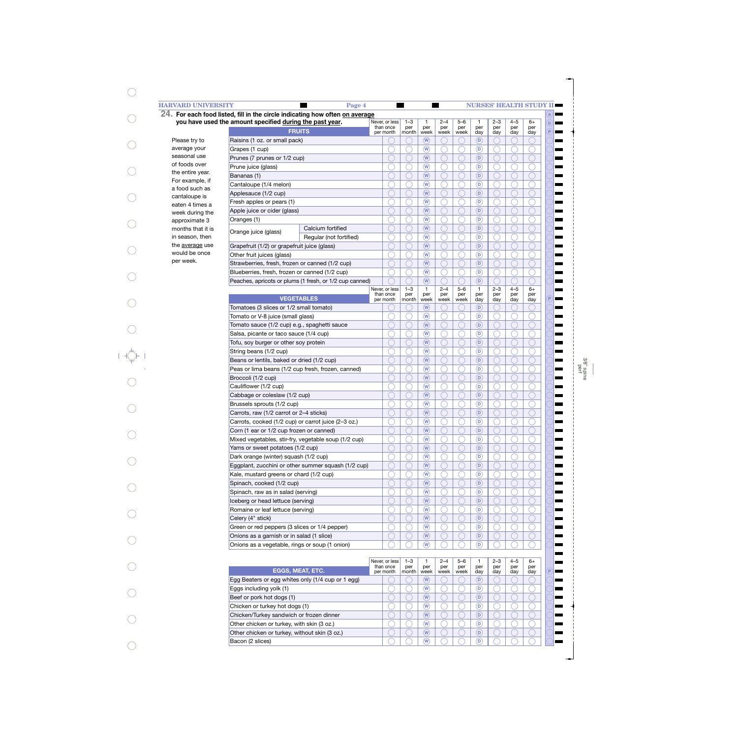**24. For each food listed, fill in the circle indicating how often on average you have used the amount specified during the past year.**

Please try to average your seasonal use of foods over the entire year. For example, if a food such as cantaloupe is eaten 4 times a week during the approximate 3 months that it is in season, then the average use would be once per week.

| FRUITS | | Never, or less than once per month | 1–3 per month | 1 per week | 2–4 per week | 5–6 per week | 1 per day | 2–3 per day | 4–5 per day | 6+ per day |
|---|---|---|---|---|---|---|---|---|---|---|
| Raisins (1 oz. or small pack) | | ◯ | ◯ | Ⓦ | ◯ | ◯ | Ⓓ | ◯ | ◯ | ◯ |
| Grapes (1 cup) | | ◯ | ◯ | Ⓦ | ◯ | ◯ | Ⓓ | ◯ | ◯ | ◯ |
| Prunes (7 prunes or 1/2 cup) | | ◯ | ◯ | Ⓦ | ◯ | ◯ | Ⓓ | ◯ | ◯ | ◯ |
| Prune juice (glass) | | ◯ | ◯ | Ⓦ | ◯ | ◯ | Ⓓ | ◯ | ◯ | ◯ |
| Bananas (1) | | ◯ | ◯ | Ⓦ | ◯ | ◯ | Ⓓ | ◯ | ◯ | ◯ |
| Cantaloupe (1/4 melon) | | ◯ | ◯ | Ⓦ | ◯ | ◯ | Ⓓ | ◯ | ◯ | ◯ |
| Applesauce (1/2 cup) | | ◯ | ◯ | Ⓦ | ◯ | ◯ | Ⓓ | ◯ | ◯ | ◯ |
| Fresh apples or pears (1) | | ◯ | ◯ | Ⓦ | ◯ | ◯ | Ⓓ | ◯ | ◯ | ◯ |
| Apple juice or cider (glass) | | ◯ | ◯ | Ⓦ | ◯ | ◯ | Ⓓ | ◯ | ◯ | ◯ |
| Oranges (1) | | ◯ | ◯ | Ⓦ | ◯ | ◯ | Ⓓ | ◯ | ◯ | ◯ |
| Orange juice (glass) | Calcium fortified | ◯ | ◯ | Ⓦ | ◯ | ◯ | Ⓓ | ◯ | ◯ | ◯ |
| | Regular (not fortified) | ◯ | ◯ | Ⓦ | ◯ | ◯ | Ⓓ | ◯ | ◯ | ◯ |
| Grapefruit (1/2) or grapefruit juice (glass) | | ◯ | ◯ | Ⓦ | ◯ | ◯ | Ⓓ | ◯ | ◯ | ◯ |
| Other fruit juices (glass) | | ◯ | ◯ | Ⓦ | ◯ | ◯ | Ⓓ | ◯ | ◯ | ◯ |
| Strawberries, fresh, frozen or canned (1/2 cup) | | ◯ | ◯ | Ⓦ | ◯ | ◯ | Ⓓ | ◯ | ◯ | ◯ |
| Blueberries, fresh, frozen or canned (1/2 cup) | | ◯ | ◯ | Ⓦ | ◯ | ◯ | Ⓓ | ◯ | ◯ | ◯ |
| Peaches, apricots or plums (1 fresh, or 1/2 cup canned) | | ◯ | ◯ | Ⓦ | ◯ | ◯ | Ⓓ | ◯ | ◯ | ◯ |

| VEGETABLES | Never, or less than once per month | 1–3 per month | 1 per week | 2–4 per week | 5–6 per week | 1 per day | 2–3 per day | 4–5 per day | 6+ per day |
|---|---|---|---|---|---|---|---|---|---|
| Tomatoes (3 slices or 1/2 small tomato) | ◯ | ◯ | Ⓦ | ◯ | ◯ | Ⓓ | ◯ | ◯ | ◯ |
| Tomato or V-8 juice (small glass) | ◯ | ◯ | Ⓦ | ◯ | ◯ | Ⓓ | ◯ | ◯ | ◯ |
| Tomato sauce (1/2 cup) e.g., spaghetti sauce | ◯ | ◯ | Ⓦ | ◯ | ◯ | Ⓓ | ◯ | ◯ | ◯ |
| Salsa, picante or taco sauce (1/4 cup) | ◯ | ◯ | Ⓦ | ◯ | ◯ | Ⓓ | ◯ | ◯ | ◯ |
| Tofu, soy burger or other soy protein | ◯ | ◯ | Ⓦ | ◯ | ◯ | Ⓓ | ◯ | ◯ | ◯ |
| String beans (1/2 cup) | ◯ | ◯ | Ⓦ | ◯ | ◯ | Ⓓ | ◯ | ◯ | ◯ |
| Beans or lentils, baked or dried (1/2 cup) | ◯ | ◯ | Ⓦ | ◯ | ◯ | Ⓓ | ◯ | ◯ | ◯ |
| Peas or lima beans (1/2 cup fresh, frozen, canned) | ◯ | ◯ | Ⓦ | ◯ | ◯ | Ⓓ | ◯ | ◯ | ◯ |
| Broccoli (1/2 cup) | ◯ | ◯ | Ⓦ | ◯ | ◯ | Ⓓ | ◯ | ◯ | ◯ |
| Cauliflower (1/2 cup) | ◯ | ◯ | Ⓦ | ◯ | ◯ | Ⓓ | ◯ | ◯ | ◯ |
| Cabbage or coleslaw (1/2 cup) | ◯ | ◯ | Ⓦ | ◯ | ◯ | Ⓓ | ◯ | ◯ | ◯ |
| Brussels sprouts (1/2 cup) | ◯ | ◯ | Ⓦ | ◯ | ◯ | Ⓓ | ◯ | ◯ | ◯ |
| Carrots, raw (1/2 carrot or 2–4 sticks) | ◯ | ◯ | Ⓦ | ◯ | ◯ | Ⓓ | ◯ | ◯ | ◯ |
| Carrots, cooked (1/2 cup) or carrot juice (2–3 oz.) | ◯ | ◯ | Ⓦ | ◯ | ◯ | Ⓓ | ◯ | ◯ | ◯ |
| Corn (1 ear or 1/2 cup frozen or canned) | ◯ | ◯ | Ⓦ | ◯ | ◯ | Ⓓ | ◯ | ◯ | ◯ |
| Mixed vegetables, stir-fry, vegetable soup (1/2 cup) | ◯ | ◯ | Ⓦ | ◯ | ◯ | Ⓓ | ◯ | ◯ | ◯ |
| Yams or sweet potatoes (1/2 cup) | ◯ | ◯ | Ⓦ | ◯ | ◯ | Ⓓ | ◯ | ◯ | ◯ |
| Dark orange (winter) squash (1/2 cup) | ◯ | ◯ | Ⓦ | ◯ | ◯ | Ⓓ | ◯ | ◯ | ◯ |
| Eggplant, zucchini or other summer squash (1/2 cup) | ◯ | ◯ | Ⓦ | ◯ | ◯ | Ⓓ | ◯ | ◯ | ◯ |
| Kale, mustard greens or chard (1/2 cup) | ◯ | ◯ | Ⓦ | ◯ | ◯ | Ⓓ | ◯ | ◯ | ◯ |
| Spinach, cooked (1/2 cup) | ◯ | ◯ | Ⓦ | ◯ | ◯ | Ⓓ | ◯ | ◯ | ◯ |
| Spinach, raw as in salad (serving) | ◯ | ◯ | Ⓦ | ◯ | ◯ | Ⓓ | ◯ | ◯ | ◯ |
| Iceberg or head lettuce (serving) | ◯ | ◯ | Ⓦ | ◯ | ◯ | Ⓓ | ◯ | ◯ | ◯ |
| Romaine or leaf lettuce (serving) | ◯ | ◯ | Ⓦ | ◯ | ◯ | Ⓓ | ◯ | ◯ | ◯ |
| Celery (4" stick) | ◯ | ◯ | Ⓦ | ◯ | ◯ | Ⓓ | ◯ | ◯ | ◯ |
| Green or red peppers (3 slices or 1/4 pepper) | ◯ | ◯ | Ⓦ | ◯ | ◯ | Ⓓ | ◯ | ◯ | ◯ |
| Onions as a garnish or in salad (1 slice) | ◯ | ◯ | Ⓦ | ◯ | ◯ | Ⓓ | ◯ | ◯ | ◯ |
| Onions as a vegetable, rings or soup (1 onion) | ◯ | ◯ | Ⓦ | ◯ | ◯ | Ⓓ | ◯ | ◯ | ◯ |

| EGGS, MEAT, ETC. | Never, or less than once per month | 1–3 per month | 1 per week | 2–4 per week | 5–6 per week | 1 per day | 2–3 per day | 4–5 per day | 6+ per day |
|---|---|---|---|---|---|---|---|---|---|
| Egg Beaters or egg whites only (1/4 cup or 1 egg) | ◯ | ◯ | Ⓦ | ◯ | ◯ | Ⓓ | ◯ | ◯ | ◯ |
| Eggs including yolk (1) | ◯ | ◯ | Ⓦ | ◯ | ◯ | Ⓓ | ◯ | ◯ | ◯ |
| Beef or pork hot dogs (1) | ◯ | ◯ | Ⓦ | ◯ | ◯ | Ⓓ | ◯ | ◯ | ◯ |
| Chicken or turkey hot dogs (1) | ◯ | ◯ | Ⓦ | ◯ | ◯ | Ⓓ | ◯ | ◯ | ◯ |
| Chicken/Turkey sandwich or frozen dinner | ◯ | ◯ | Ⓦ | ◯ | ◯ | Ⓓ | ◯ | ◯ | ◯ |
| Other chicken or turkey, with skin (3 oz.) | ◯ | ◯ | Ⓦ | ◯ | ◯ | Ⓓ | ◯ | ◯ | ◯ |
| Other chicken or turkey, without skin (3 oz.) | ◯ | ◯ | Ⓦ | ◯ | ◯ | Ⓓ | ◯ | ◯ | ◯ |
| Bacon (2 slices) | ◯ | ◯ | Ⓦ | ◯ | ◯ | Ⓓ | ◯ | ◯ | ◯ |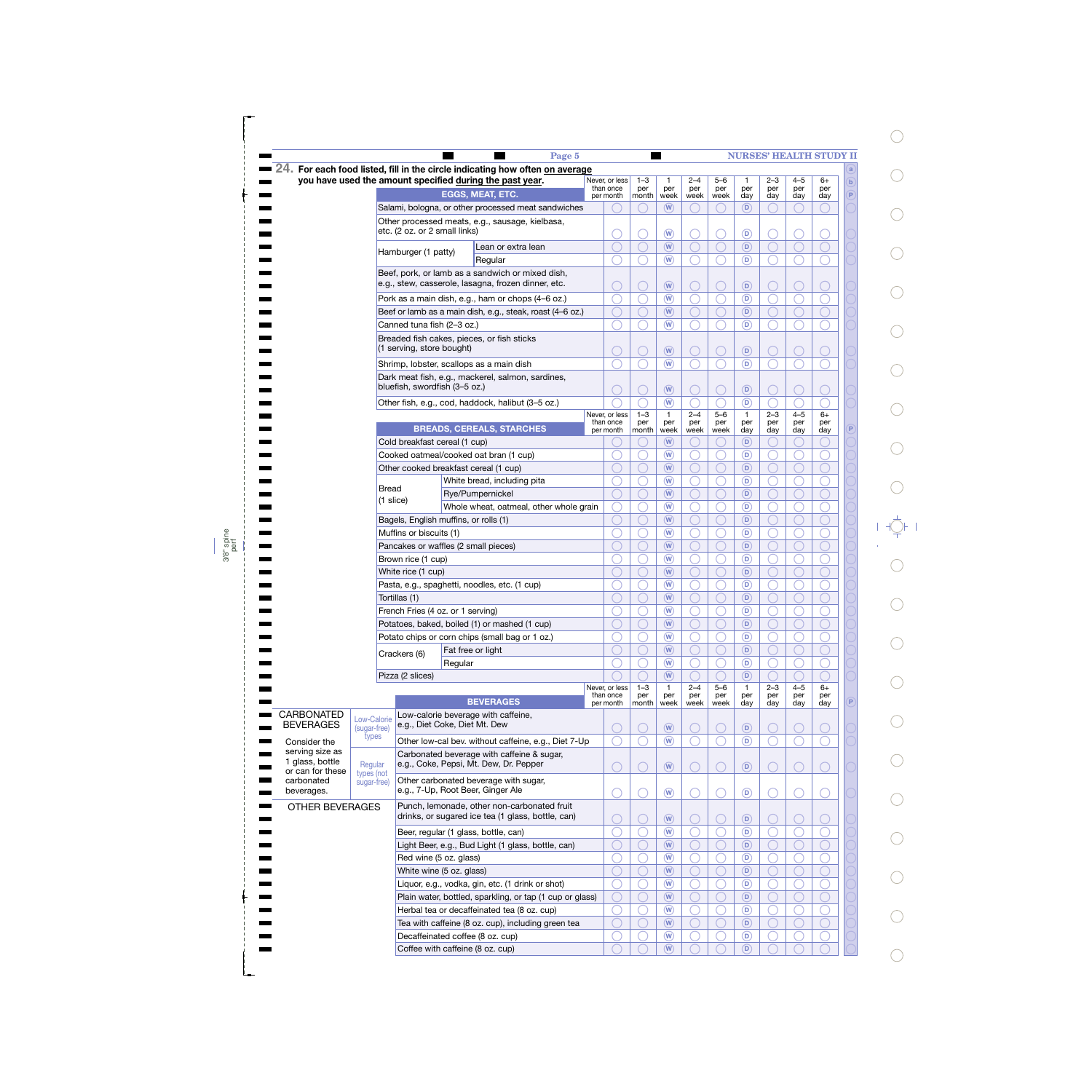**24. For each food listed, fill in the circle indicating how often on average you have used the amount specified during the past year.**

| EGGS, MEAT, ETC. | | Never, or less than once per month | 1–3 per month | 1 per week | 2–4 per week | 5–6 per week | 1 per day | 2–3 per day | 4–5 per day | 6+ per day |
|---|---|---|---|---|---|---|---|---|---|---|
| Salami, bologna, or other processed meat sandwiches | | ◯ | ◯ | W | ◯ | ◯ | D | ◯ | ◯ | ◯ |
| Other processed meats, e.g., sausage, kielbasa, etc. (2 oz. or 2 small links) | | ◯ | ◯ | W | ◯ | ◯ | D | ◯ | ◯ | ◯ |
| Hamburger (1 patty) | Lean or extra lean | ◯ | ◯ | W | ◯ | ◯ | D | ◯ | ◯ | ◯ |
| | Regular | ◯ | ◯ | W | ◯ | ◯ | D | ◯ | ◯ | ◯ |
| Beef, pork, or lamb as a sandwich or mixed dish, e.g., stew, casserole, lasagna, frozen dinner, etc. | | ◯ | ◯ | W | ◯ | ◯ | D | ◯ | ◯ | ◯ |
| Pork as a main dish, e.g., ham or chops (4–6 oz.) | | ◯ | ◯ | W | ◯ | ◯ | D | ◯ | ◯ | ◯ |
| Beef or lamb as a main dish, e.g., steak, roast (4–6 oz.) | | ◯ | ◯ | W | ◯ | ◯ | D | ◯ | ◯ | ◯ |
| Canned tuna fish (2–3 oz.) | | ◯ | ◯ | W | ◯ | ◯ | D | ◯ | ◯ | ◯ |
| Breaded fish cakes, pieces, or fish sticks (1 serving, store bought) | | ◯ | ◯ | W | ◯ | ◯ | D | ◯ | ◯ | ◯ |
| Shrimp, lobster, scallops as a main dish | | ◯ | ◯ | W | ◯ | ◯ | D | ◯ | ◯ | ◯ |
| Dark meat fish, e.g., mackerel, salmon, sardines, bluefish, swordfish (3–5 oz.) | | ◯ | ◯ | W | ◯ | ◯ | D | ◯ | ◯ | ◯ |
| Other fish, e.g., cod, haddock, halibut (3–5 oz.) | | ◯ | ◯ | W | ◯ | ◯ | D | ◯ | ◯ | ◯ |

| BREADS, CEREALS, STARCHES | | Never, or less than once per month | 1–3 per month | 1 per week | 2–4 per week | 5–6 per week | 1 per day | 2–3 per day | 4–5 per day | 6+ per day |
|---|---|---|---|---|---|---|---|---|---|---|
| Cold breakfast cereal (1 cup) | | ◯ | ◯ | W | ◯ | ◯ | D | ◯ | ◯ | ◯ |
| Cooked oatmeal/cooked oat bran (1 cup) | | ◯ | ◯ | W | ◯ | ◯ | D | ◯ | ◯ | ◯ |
| Other cooked breakfast cereal (1 cup) | | ◯ | ◯ | W | ◯ | ◯ | D | ◯ | ◯ | ◯ |
| Bread (1 slice) | White bread, including pita | ◯ | ◯ | W | ◯ | ◯ | D | ◯ | ◯ | ◯ |
| | Rye/Pumpernickel | ◯ | ◯ | W | ◯ | ◯ | D | ◯ | ◯ | ◯ |
| | Whole wheat, oatmeal, other whole grain | ◯ | ◯ | W | ◯ | ◯ | D | ◯ | ◯ | ◯ |
| Bagels, English muffins, or rolls (1) | | ◯ | ◯ | W | ◯ | ◯ | D | ◯ | ◯ | ◯ |
| Muffins or biscuits (1) | | ◯ | ◯ | W | ◯ | ◯ | D | ◯ | ◯ | ◯ |
| Pancakes or waffles (2 small pieces) | | ◯ | ◯ | W | ◯ | ◯ | D | ◯ | ◯ | ◯ |
| Brown rice (1 cup) | | ◯ | ◯ | W | ◯ | ◯ | D | ◯ | ◯ | ◯ |
| White rice (1 cup) | | ◯ | ◯ | W | ◯ | ◯ | D | ◯ | ◯ | ◯ |
| Pasta, e.g., spaghetti, noodles, etc. (1 cup) | | ◯ | ◯ | W | ◯ | ◯ | D | ◯ | ◯ | ◯ |
| Tortillas (1) | | ◯ | ◯ | W | ◯ | ◯ | D | ◯ | ◯ | ◯ |
| French Fries (4 oz. or 1 serving) | | ◯ | ◯ | W | ◯ | ◯ | D | ◯ | ◯ | ◯ |
| Potatoes, baked, boiled (1) or mashed (1 cup) | | ◯ | ◯ | W | ◯ | ◯ | D | ◯ | ◯ | ◯ |
| Potato chips or corn chips (small bag or 1 oz.) | | ◯ | ◯ | W | ◯ | ◯ | D | ◯ | ◯ | ◯ |
| Crackers (6) | Fat free or light | ◯ | ◯ | W | ◯ | ◯ | D | ◯ | ◯ | ◯ |
| | Regular | ◯ | ◯ | W | ◯ | ◯ | D | ◯ | ◯ | ◯ |
| Pizza (2 slices) | | ◯ | ◯ | W | ◯ | ◯ | D | ◯ | ◯ | ◯ |

| | BEVERAGES | Never, or less than once per month | 1–3 per month | 1 per week | 2–4 per week | 5–6 per week | 1 per day | 2–3 per day | 4–5 per day | 6+ per day |
|---|---|---|---|---|---|---|---|---|---|---|
| CARBONATED BEVERAGES — Consider the serving size as 1 glass, bottle or can for these carbonated beverages. Low-Calorie (sugar-free) types | Low-calorie beverage with caffeine, e.g., Diet Coke, Diet Mt. Dew | ◯ | ◯ | W | ◯ | ◯ | D | ◯ | ◯ | ◯ |
| | Other low-cal bev. without caffeine, e.g., Diet 7-Up | ◯ | ◯ | W | ◯ | ◯ | D | ◯ | ◯ | ◯ |
| Regular types (not sugar-free) | Carbonated beverage with caffeine & sugar, e.g., Coke, Pepsi, Mt. Dew, Dr. Pepper | ◯ | ◯ | W | ◯ | ◯ | D | ◯ | ◯ | ◯ |
| | Other carbonated beverage with sugar, e.g., 7-Up, Root Beer, Ginger Ale | ◯ | ◯ | W | ◯ | ◯ | D | ◯ | ◯ | ◯ |
| OTHER BEVERAGES | Punch, lemonade, other non-carbonated fruit drinks, or sugared ice tea (1 glass, bottle, can) | ◯ | ◯ | W | ◯ | ◯ | D | ◯ | ◯ | ◯ |
| | Beer, regular (1 glass, bottle, can) | ◯ | ◯ | W | ◯ | ◯ | D | ◯ | ◯ | ◯ |
| | Light Beer, e.g., Bud Light (1 glass, bottle, can) | ◯ | ◯ | W | ◯ | ◯ | D | ◯ | ◯ | ◯ |
| | Red wine (5 oz. glass) | ◯ | ◯ | W | ◯ | ◯ | D | ◯ | ◯ | ◯ |
| | White wine (5 oz. glass) | ◯ | ◯ | W | ◯ | ◯ | D | ◯ | ◯ | ◯ |
| | Liquor, e.g., vodka, gin, etc. (1 drink or shot) | ◯ | ◯ | W | ◯ | ◯ | D | ◯ | ◯ | ◯ |
| | Plain water, bottled, sparkling, or tap (1 cup or glass) | ◯ | ◯ | W | ◯ | ◯ | D | ◯ | ◯ | ◯ |
| | Herbal tea or decaffeinated tea (8 oz. cup) | ◯ | ◯ | W | ◯ | ◯ | D | ◯ | ◯ | ◯ |
| | Tea with caffeine (8 oz. cup), including green tea | ◯ | ◯ | W | ◯ | ◯ | D | ◯ | ◯ | ◯ |
| | Decaffeinated coffee (8 oz. cup) | ◯ | ◯ | W | ◯ | ◯ | D | ◯ | ◯ | ◯ |
| | Coffee with caffeine (8 oz. cup) | ◯ | ◯ | W | ◯ | ◯ | D | ◯ | ◯ | ◯ |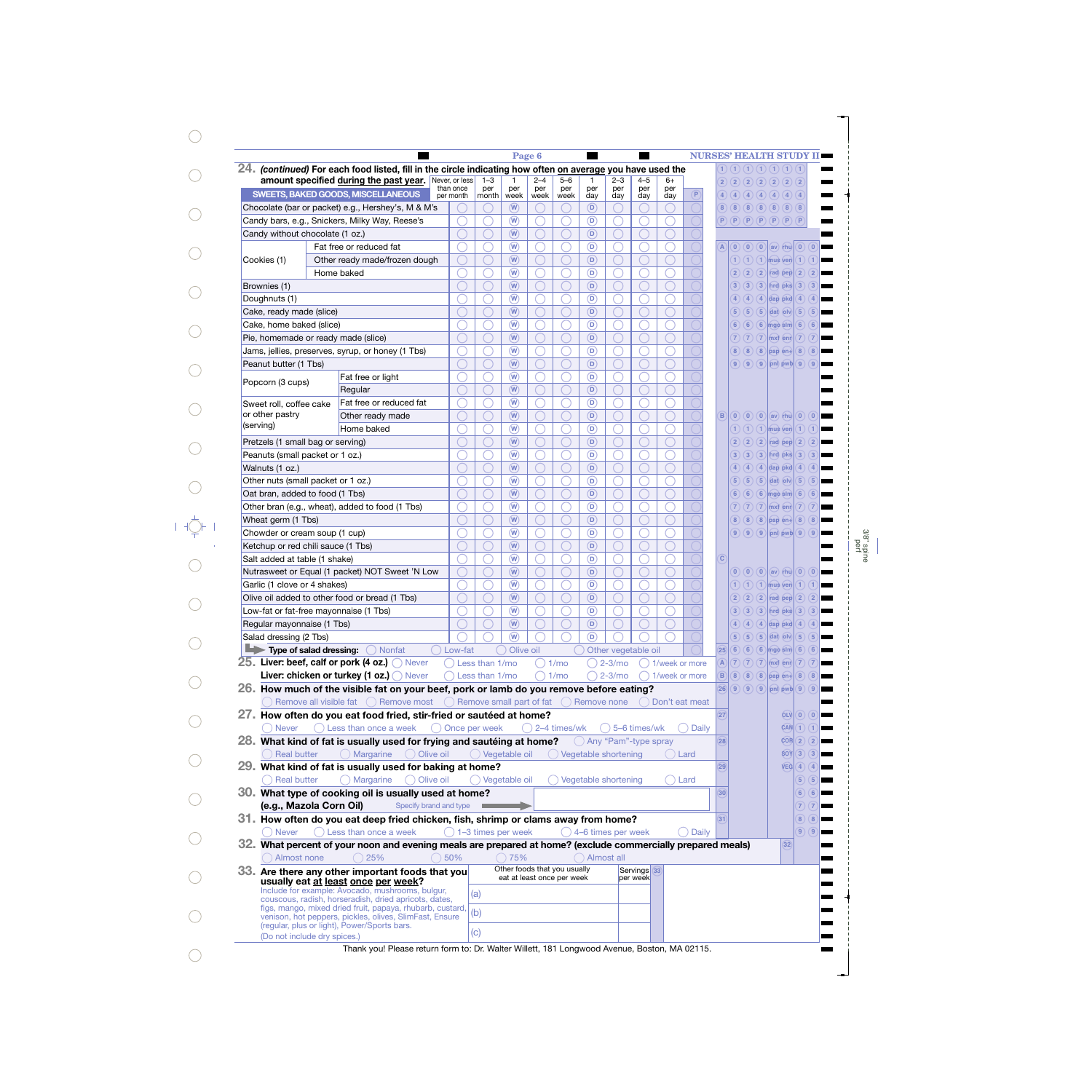NURSES' HEALTH STUDY II

**24.** ***(continued)* For each food listed, fill in the circle indicating how often on average you have used the amount specified during the past year.**

| SWEETS, BAKED GOODS, MISCELLANEOUS | Never, or less than once per month | 1–3 per month | 1 per week | 2–4 per week | 5–6 per week | 1 per day | 2–3 per day | 4–5 per day | 6+ per day |
|---|---|---|---|---|---|---|---|---|---|
| Chocolate (bar or packet) e.g., Hershey's, M & M's | ◯ | ◯ | ◯ | ◯ | ◯ | ◯ | ◯ | ◯ | ◯ |
| Candy bars, e.g., Snickers, Milky Way, Reese's | ◯ | ◯ | ◯ | ◯ | ◯ | ◯ | ◯ | ◯ | ◯ |
| Candy without chocolate (1 oz.) | ◯ | ◯ | ◯ | ◯ | ◯ | ◯ | ◯ | ◯ | ◯ |
| Cookies (1) — Fat free or reduced fat | ◯ | ◯ | ◯ | ◯ | ◯ | ◯ | ◯ | ◯ | ◯ |
| Cookies (1) — Other ready made/frozen dough | ◯ | ◯ | ◯ | ◯ | ◯ | ◯ | ◯ | ◯ | ◯ |
| Cookies (1) — Home baked | ◯ | ◯ | ◯ | ◯ | ◯ | ◯ | ◯ | ◯ | ◯ |
| Brownies (1) | ◯ | ◯ | ◯ | ◯ | ◯ | ◯ | ◯ | ◯ | ◯ |
| Doughnuts (1) | ◯ | ◯ | ◯ | ◯ | ◯ | ◯ | ◯ | ◯ | ◯ |
| Cake, ready made (slice) | ◯ | ◯ | ◯ | ◯ | ◯ | ◯ | ◯ | ◯ | ◯ |
| Cake, home baked (slice) | ◯ | ◯ | ◯ | ◯ | ◯ | ◯ | ◯ | ◯ | ◯ |
| Pie, homemade or ready made (slice) | ◯ | ◯ | ◯ | ◯ | ◯ | ◯ | ◯ | ◯ | ◯ |
| Jams, jellies, preserves, syrup, or honey (1 Tbs) | ◯ | ◯ | ◯ | ◯ | ◯ | ◯ | ◯ | ◯ | ◯ |
| Peanut butter (1 Tbs) | ◯ | ◯ | ◯ | ◯ | ◯ | ◯ | ◯ | ◯ | ◯ |
| Popcorn (3 cups) — Fat free or light | ◯ | ◯ | ◯ | ◯ | ◯ | ◯ | ◯ | ◯ | ◯ |
| Popcorn (3 cups) — Regular | ◯ | ◯ | ◯ | ◯ | ◯ | ◯ | ◯ | ◯ | ◯ |
| Sweet roll, coffee cake or other pastry (serving) — Fat free or reduced fat | ◯ | ◯ | ◯ | ◯ | ◯ | ◯ | ◯ | ◯ | ◯ |
| Sweet roll, coffee cake or other pastry (serving) — Other ready made | ◯ | ◯ | ◯ | ◯ | ◯ | ◯ | ◯ | ◯ | ◯ |
| Sweet roll, coffee cake or other pastry (serving) — Home baked | ◯ | ◯ | ◯ | ◯ | ◯ | ◯ | ◯ | ◯ | ◯ |
| Pretzels (1 small bag or serving) | ◯ | ◯ | ◯ | ◯ | ◯ | ◯ | ◯ | ◯ | ◯ |
| Peanuts (small packet or 1 oz.) | ◯ | ◯ | ◯ | ◯ | ◯ | ◯ | ◯ | ◯ | ◯ |
| Walnuts (1 oz.) | ◯ | ◯ | ◯ | ◯ | ◯ | ◯ | ◯ | ◯ | ◯ |
| Other nuts (small packet or 1 oz.) | ◯ | ◯ | ◯ | ◯ | ◯ | ◯ | ◯ | ◯ | ◯ |
| Oat bran, added to food (1 Tbs) | ◯ | ◯ | ◯ | ◯ | ◯ | ◯ | ◯ | ◯ | ◯ |
| Other bran (e.g., wheat), added to food (1 Tbs) | ◯ | ◯ | ◯ | ◯ | ◯ | ◯ | ◯ | ◯ | ◯ |
| Wheat germ (1 Tbs) | ◯ | ◯ | ◯ | ◯ | ◯ | ◯ | ◯ | ◯ | ◯ |
| Chowder or cream soup (1 cup) | ◯ | ◯ | ◯ | ◯ | ◯ | ◯ | ◯ | ◯ | ◯ |
| Ketchup or red chili sauce (1 Tbs) | ◯ | ◯ | ◯ | ◯ | ◯ | ◯ | ◯ | ◯ | ◯ |
| Salt added at table (1 shake) | ◯ | ◯ | ◯ | ◯ | ◯ | ◯ | ◯ | ◯ | ◯ |
| Nutrasweet or Equal (1 packet) NOT Sweet 'N Low | ◯ | ◯ | ◯ | ◯ | ◯ | ◯ | ◯ | ◯ | ◯ |
| Garlic (1 clove or 4 shakes) | ◯ | ◯ | ◯ | ◯ | ◯ | ◯ | ◯ | ◯ | ◯ |
| Olive oil added to other food or bread (1 Tbs) | ◯ | ◯ | ◯ | ◯ | ◯ | ◯ | ◯ | ◯ | ◯ |
| Low-fat or fat-free mayonnaise (1 Tbs) | ◯ | ◯ | ◯ | ◯ | ◯ | ◯ | ◯ | ◯ | ◯ |
| Regular mayonnaise (1 Tbs) | ◯ | ◯ | ◯ | ◯ | ◯ | ◯ | ◯ | ◯ | ◯ |
| Salad dressing (2 Tbs) | ◯ | ◯ | ◯ | ◯ | ◯ | ◯ | ◯ | ◯ | ◯ |

**Type of salad dressing:** ◯ Nonfat ◯ Low-fat ◯ Olive oil ◯ Other vegetable oil

**25. Liver: beef, calf or pork (4 oz.)** ◯ Never ◯ Less than 1/mo ◯ 1/mo ◯ 2-3/mo ◯ 1/week or more

**Liver: chicken or turkey (1 oz.)** ◯ Never ◯ Less than 1/mo ◯ 1/mo ◯ 2-3/mo ◯ 1/week or more

**26. How much of the visible fat on your beef, pork or lamb do you remove before eating?**

◯ Remove all visible fat ◯ Remove most ◯ Remove small part of fat ◯ Remove none ◯ Don't eat meat

**27. How often do you eat food fried, stir-fried or sautéed at home?**

◯ Never ◯ Less than once a week ◯ Once per week ◯ 2–4 times/wk ◯ 5–6 times/wk ◯ Daily

**28. What kind of fat is usually used for frying and sautéing at home?** ◯ Any "Pam"-type spray

◯ Real butter ◯ Margarine ◯ Olive oil ◯ Vegetable oil ◯ Vegetable shortening ◯ Lard

**29. What kind of fat is usually used for baking at home?**

◯ Real butter ◯ Margarine ◯ Olive oil ◯ Vegetable oil ◯ Vegetable shortening ◯ Lard

**30. What type of cooking oil is usually used at home? (e.g., Mazola Corn Oil)** Specify brand and type ______________________

**31. How often do you eat deep fried chicken, fish, shrimp or clams away from home?**

◯ Never ◯ Less than once a week ◯ 1–3 times per week ◯ 4–6 times per week ◯ Daily

**32. What percent of your noon and evening meals are prepared at home? (exclude commercially prepared meals)**

◯ Almost none ◯ 25% ◯ 50% ◯ 75% ◯ Almost all

**33. Are there any other important foods that you usually eat at least once per week?**

Include for example: Avocado, mushrooms, bulgur, couscous, radish, horseradish, dried apricots, dates, figs, mango, mixed dried fruit, papaya, rhubarb, custard, venison, hot peppers, pickles, olives, SlimFast, Ensure (regular, plus or light), Power/Sports bars.
(Do not include dry spices.)

| | Other foods that you usually eat at least once per week | Servings per week |
|---|---|---|
| (a) | | |
| (b) | | |
| (c) | | |

Thank you! Please return form to: Dr. Walter Willett, 181 Longwood Avenue, Boston, MA 02115.